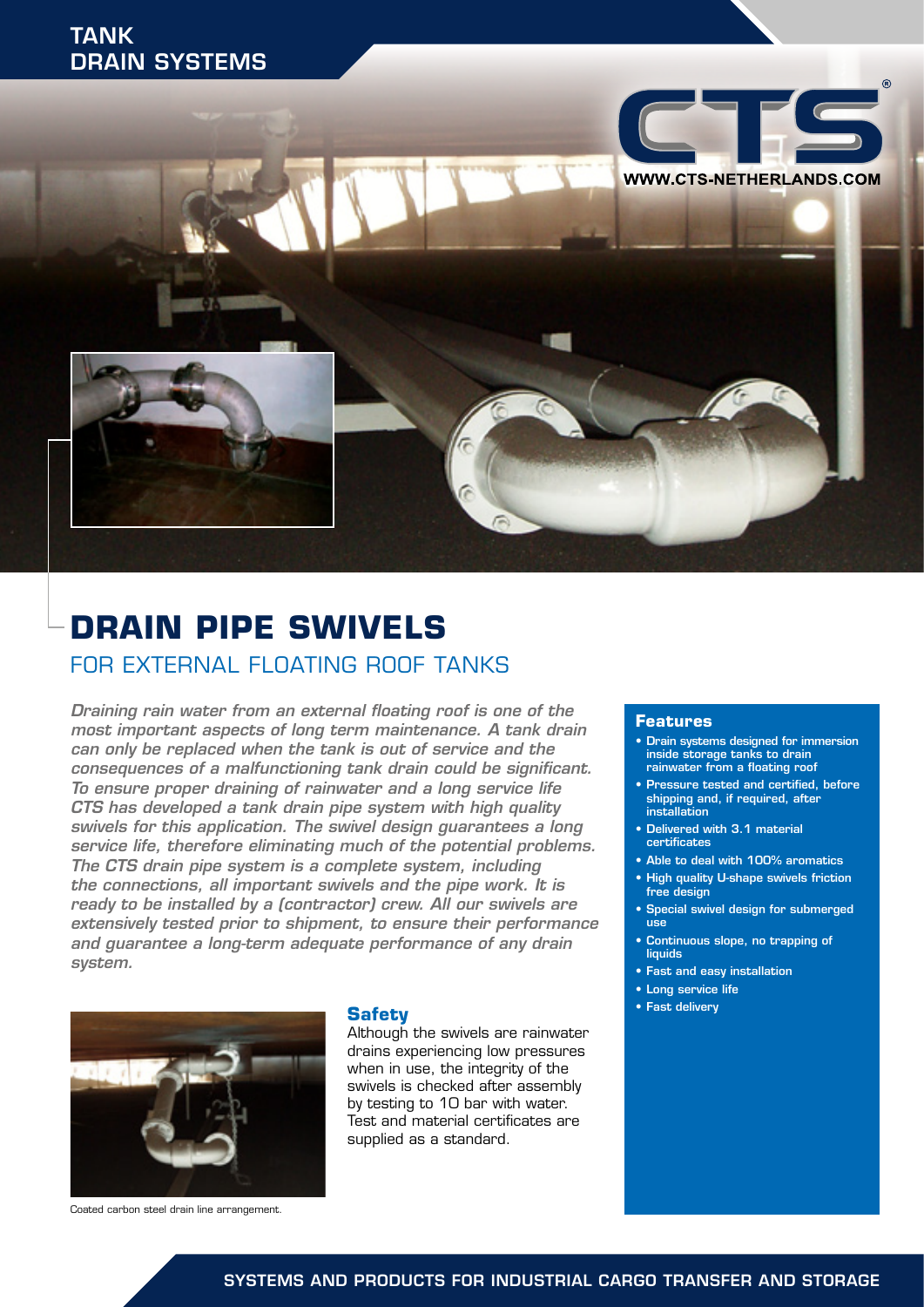TANK DRAIN SYSTEMS

CTS®

WWW.CTS-NETHERLANDS.COM

# DRAIN PIPE SWIVELS

## FOR EXTERNAL FLOATING ROOF TANKS

*Draining rain water from an external floating roof is one of the most important aspects of long term maintenance. A tank drain can only be replaced when the tank is out of service and the consequences of a malfunctioning tank drain could be significant. To ensure proper draining of rainwater and a long service life CTS has developed a tank drain pipe system with high quality swivels for this application. The swivel design guarantees a long service life, therefore eliminating much of the potential problems. The CTS drain pipe system is a complete system, including the connections, all important swivels and the pipe work. It is ready to be installed by a (contractor) crew. All our swivels are extensively tested prior to shipment, to ensure their performance and guarantee a long-term adequate performance of any drain system.*

Coated carbon steel drain line arrangement.

### Safety

Although the swivels are rainwater drains experiencing low pressures when in use, the integrity of the swivels is checked after assembly by testing to 10 bar with water. Test and material certificates are supplied as a standard.

### Features

- Drain systems designed for immersion inside storage tanks to drain rainwater from a floating roof
- Pressure tested and certified, before shipping and, if required, after installation
- Delivered with 3.1 material certificates
- Able to deal with 100% aromatics
- High quality U-shape swivels friction free design
- Special swivel design for submerged use
- Continuous slope, no trapping of liquids
- Fast and easy installation
- Long service life
- Fast delivery

SYSTEMS AND PRODUCTS FOR INDUSTRIAL CARGO TRANSFER AND STORAGE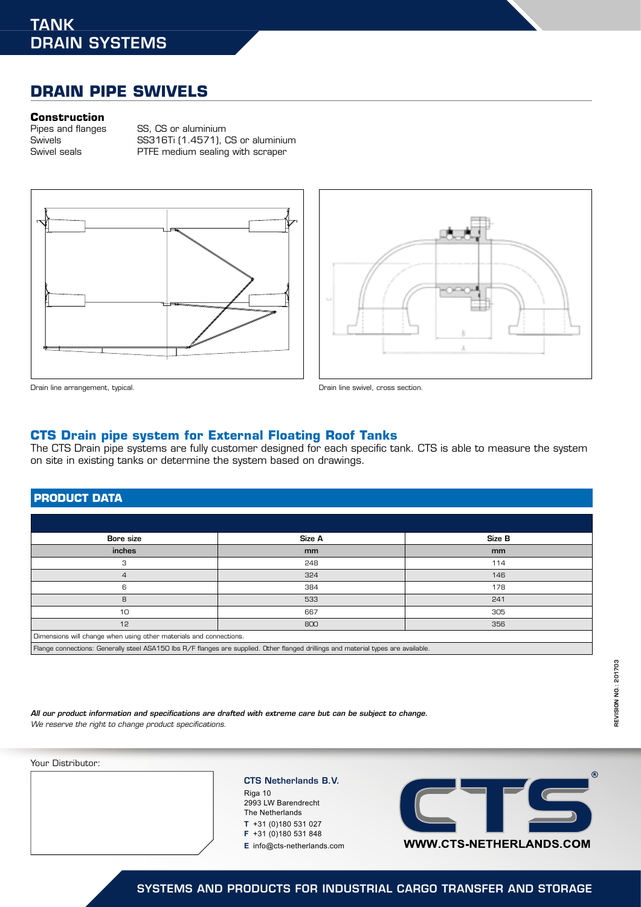# TANK DRAIN SYSTEMS

## DRAIN PIPE SWIVELS

### Construction

Pipes and flanges SS, CS or aluminium
Swivels SS316Ti (1.4571), CS or aluminium
Swivel seals PTFE medium sealing with scraper

Drain line arrangement, typical.

Drain line swivel, cross section.

### CTS Drain pipe system for External Floating Roof Tanks

The CTS Drain pipe systems are fully customer designed for each specific tank. CTS is able to measure the system on site in existing tanks or determine the system based on drawings.

## PRODUCT DATA

| Bore size | Size A | Size B |
|---|---|---|
| inches | mm | mm |
| 3 | 248 | 114 |
| 4 | 324 | 146 |
| 6 | 384 | 178 |
| 8 | 533 | 241 |
| 10 | 667 | 305 |
| 12 | 800 | 356 |

Dimensions will change when using other materials and connections.

Flange connections: Generally steel ASA150 lbs R/F flanges are supplied. Other flanged drillings and material types are available.

***All our product information and specifications are drafted with extreme care but can be subject to change.***
*We reserve the right to change product specifications.*

REVISION NO.: 201703

Your Distributor:

**CTS Netherlands B.V.**
Riga 10
2993 LW Barendrecht
The Netherlands
**T** +31 (0)180 531 027
**F** +31 (0)180 531 848
**E** info@cts-netherlands.com

WWW.CTS-NETHERLANDS.COM

SYSTEMS AND PRODUCTS FOR INDUSTRIAL CARGO TRANSFER AND STORAGE